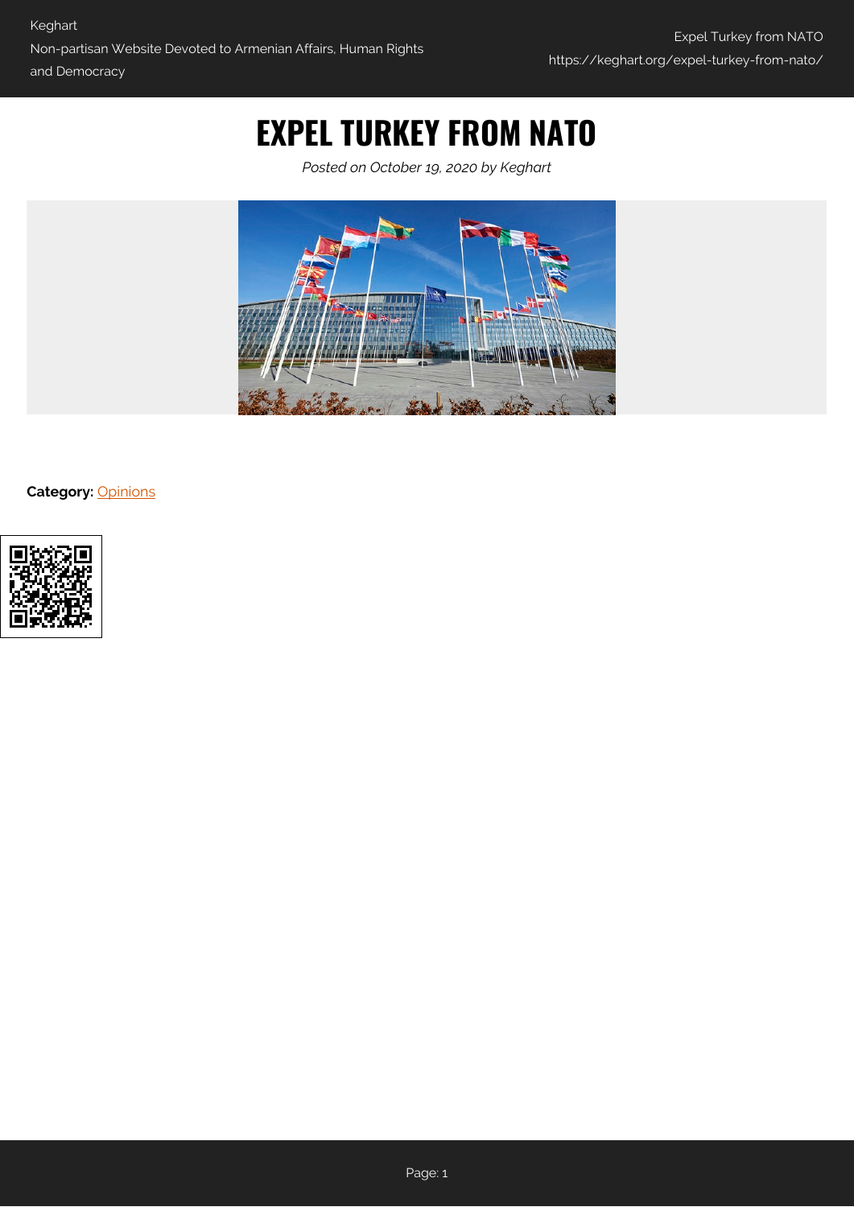# EXPEL TURKEY FROM NATO

*Posted on October 19, 2020 by Keghart*

**Category:** Opinions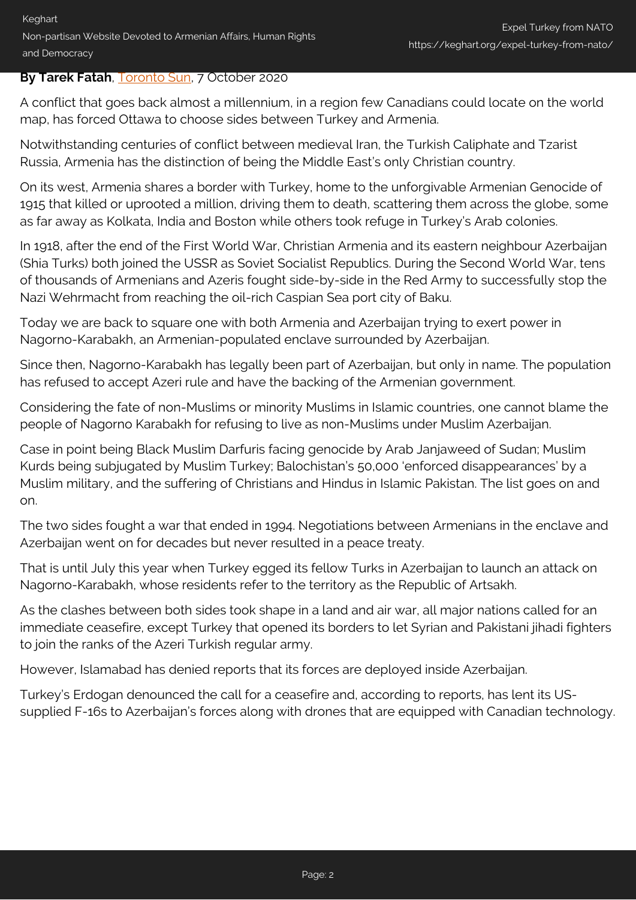**By Tarek Fatah**, Toronto Sun, 7 October 2020

A conflict that goes back almost a millennium, in a region few Canadians could locate on the world map, has forced Ottawa to choose sides between Turkey and Armenia.

Notwithstanding centuries of conflict between medieval Iran, the Turkish Caliphate and Tzarist Russia, Armenia has the distinction of being the Middle East's only Christian country.

On its west, Armenia shares a border with Turkey, home to the unforgivable Armenian Genocide of 1915 that killed or uprooted a million, driving them to death, scattering them across the globe, some as far away as Kolkata, India and Boston while others took refuge in Turkey's Arab colonies.

In 1918, after the end of the First World War, Christian Armenia and its eastern neighbour Azerbaijan (Shia Turks) both joined the USSR as Soviet Socialist Republics. During the Second World War, tens of thousands of Armenians and Azeris fought side-by-side in the Red Army to successfully stop the Nazi Wehrmacht from reaching the oil-rich Caspian Sea port city of Baku.

Today we are back to square one with both Armenia and Azerbaijan trying to exert power in Nagorno-Karabakh, an Armenian-populated enclave surrounded by Azerbaijan.

Since then, Nagorno-Karabakh has legally been part of Azerbaijan, but only in name. The population has refused to accept Azeri rule and have the backing of the Armenian government.

Considering the fate of non-Muslims or minority Muslims in Islamic countries, one cannot blame the people of Nagorno Karabakh for refusing to live as non-Muslims under Muslim Azerbaijan.

Case in point being Black Muslim Darfuris facing genocide by Arab Janjaweed of Sudan; Muslim Kurds being subjugated by Muslim Turkey; Balochistan's 50,000 'enforced disappearances' by a Muslim military, and the suffering of Christians and Hindus in Islamic Pakistan. The list goes on and on.

The two sides fought a war that ended in 1994. Negotiations between Armenians in the enclave and Azerbaijan went on for decades but never resulted in a peace treaty.

That is until July this year when Turkey egged its fellow Turks in Azerbaijan to launch an attack on Nagorno-Karabakh, whose residents refer to the territory as the Republic of Artsakh.

As the clashes between both sides took shape in a land and air war, all major nations called for an immediate ceasefire, except Turkey that opened its borders to let Syrian and Pakistani jihadi fighters to join the ranks of the Azeri Turkish regular army.

However, Islamabad has denied reports that its forces are deployed inside Azerbaijan.

Turkey's Erdogan denounced the call for a ceasefire and, according to reports, has lent its US-supplied F-16s to Azerbaijan's forces along with drones that are equipped with Canadian technology.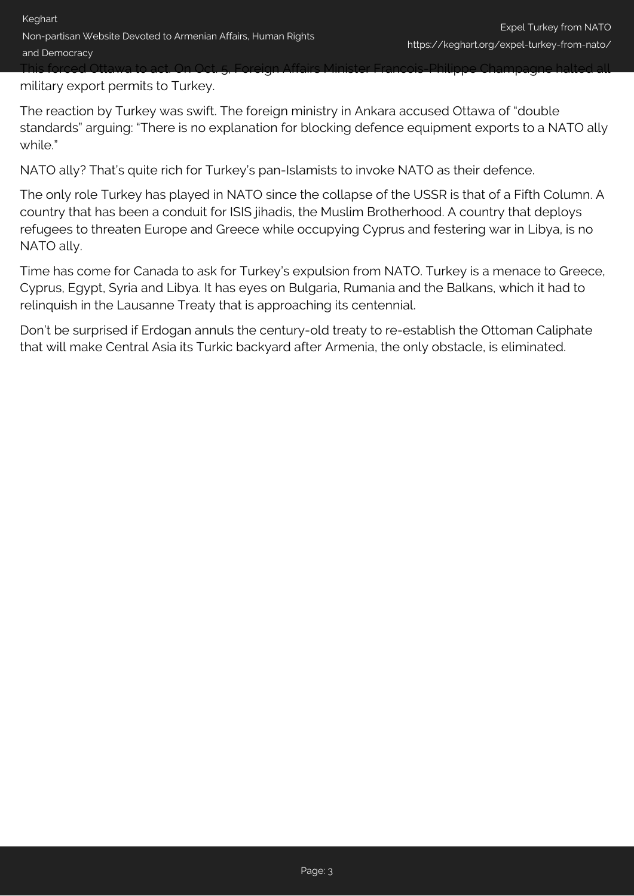This forced Ottawa to act. On Oct. 5, Foreign Affairs Minister Francois-Philippe Champagne halted all military export permits to Turkey.

The reaction by Turkey was swift. The foreign ministry in Ankara accused Ottawa of "double standards" arguing: "There is no explanation for blocking defence equipment exports to a NATO ally while."

NATO ally? That's quite rich for Turkey's pan-Islamists to invoke NATO as their defence.

The only role Turkey has played in NATO since the collapse of the USSR is that of a Fifth Column. A country that has been a conduit for ISIS jihadis, the Muslim Brotherhood. A country that deploys refugees to threaten Europe and Greece while occupying Cyprus and festering war in Libya, is no NATO ally.

Time has come for Canada to ask for Turkey's expulsion from NATO. Turkey is a menace to Greece, Cyprus, Egypt, Syria and Libya. It has eyes on Bulgaria, Rumania and the Balkans, which it had to relinquish in the Lausanne Treaty that is approaching its centennial.

Don't be surprised if Erdogan annuls the century-old treaty to re-establish the Ottoman Caliphate that will make Central Asia its Turkic backyard after Armenia, the only obstacle, is eliminated.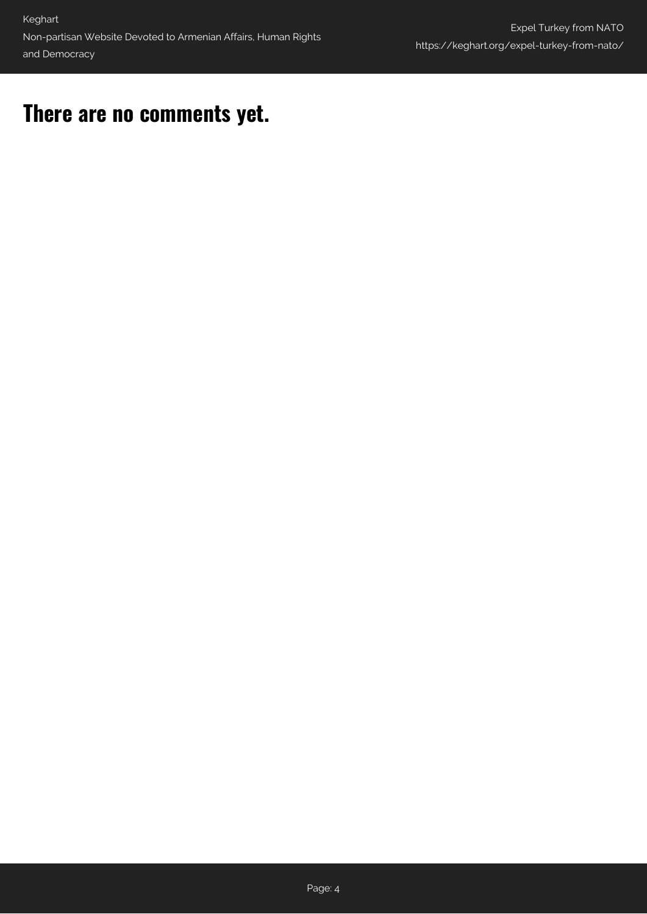## There are no comments yet.